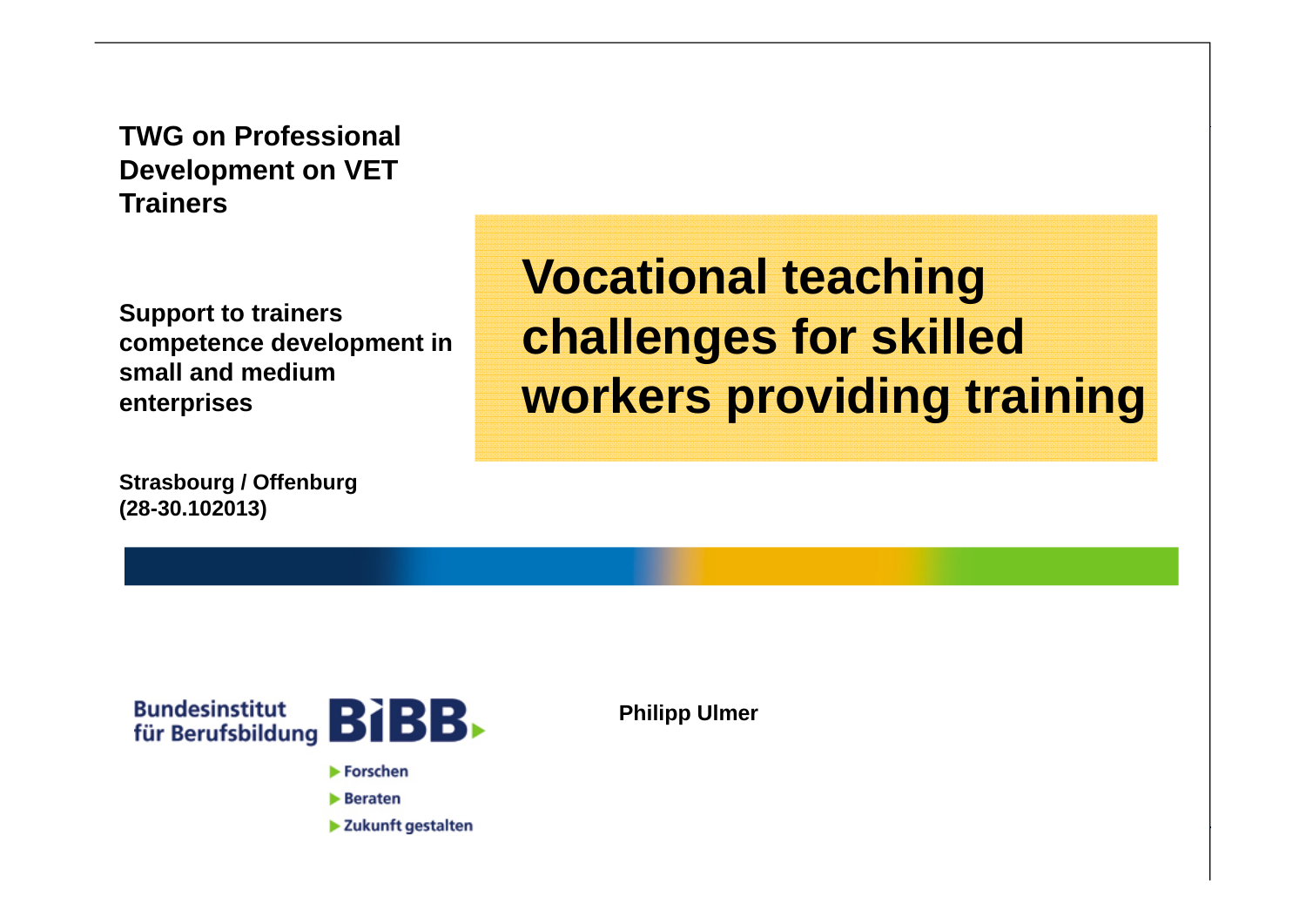**TWG on Professional Development on VET Trainers**

# Vocational teaching challenges for skilled workers providing training

**Support to trainers competence development in small and medium enterprises**

**Strasbourg / Offenburg (28-30.102013)**

Bundesinstitut für Berufsbildung BIBB

- Forschen
- Beraten
- Zukunft gestalten

**Philipp Ulmer**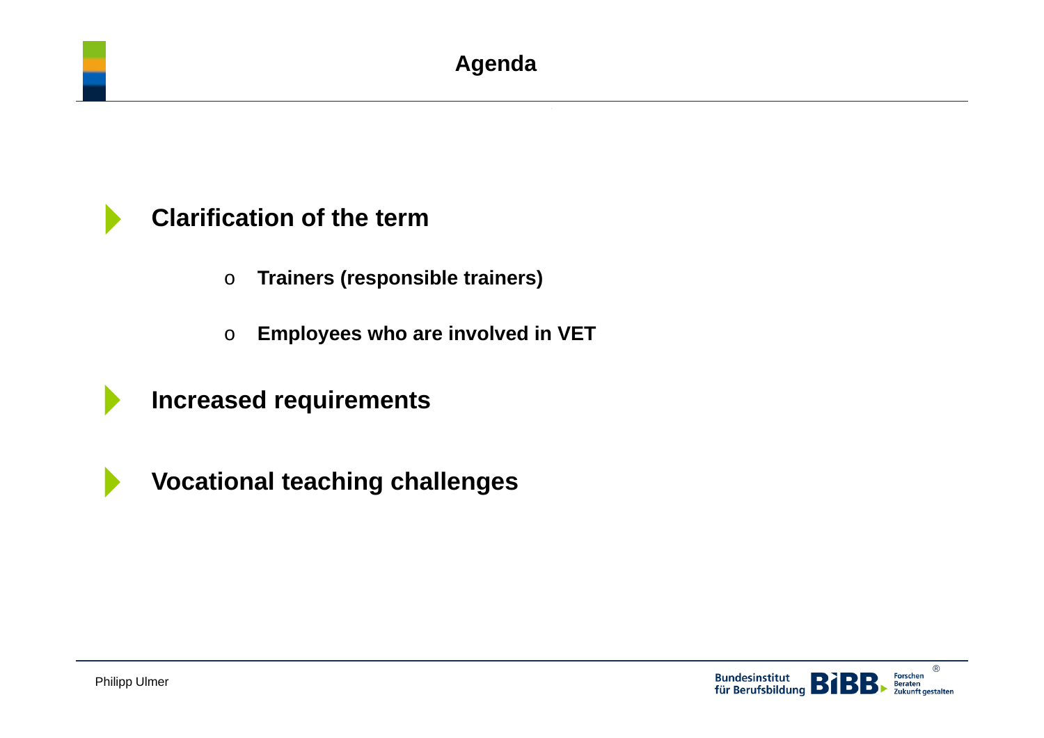# Agenda

- **Clarification of the term**
  - **Trainers (responsible trainers)**
  - **Employees who are involved in VET**
- **Increased requirements**
- **Vocational teaching challenges**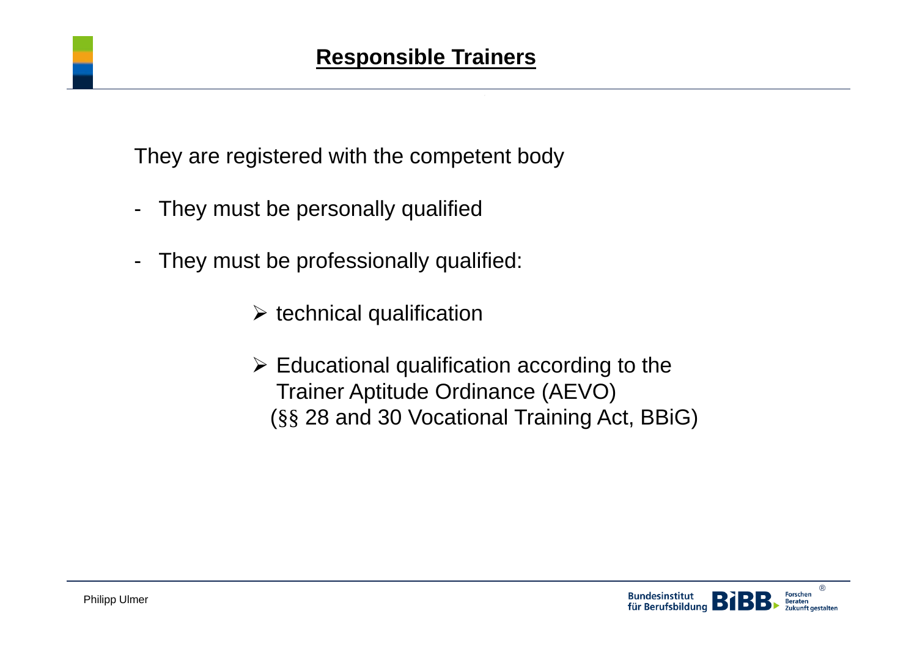# Responsible Trainers

They are registered with the competent body

- They must be personally qualified
- They must be professionally qualified:
  - technical qualification
  - Educational qualification according to the Trainer Aptitude Ordinance (AEVO) (§§ 28 and 30 Vocational Training Act, BBiG)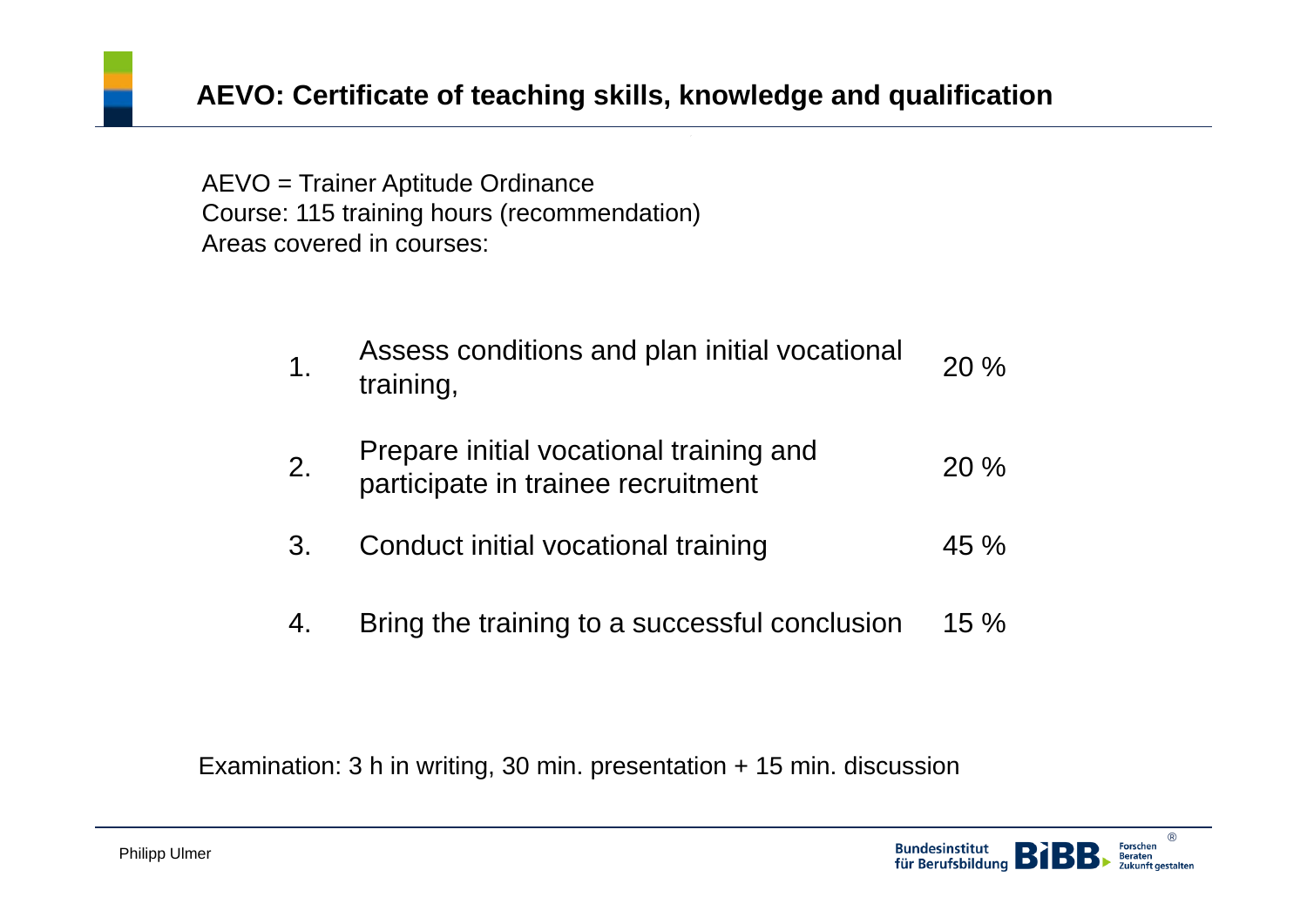# AEVO: Certificate of teaching skills, knowledge and qualification

AEVO = Trainer Aptitude Ordinance
Course: 115 training hours (recommendation)
Areas covered in courses:

| | | |
|---|---|---|
| 1. | Assess conditions and plan initial vocational training, | 20 % |
| 2. | Prepare initial vocational training and participate in trainee recruitment | 20 % |
| 3. | Conduct initial vocational training | 45 % |
| 4. | Bring the training to a successful conclusion | 15 % |

Examination: 3 h in writing, 30 min. presentation + 15 min. discussion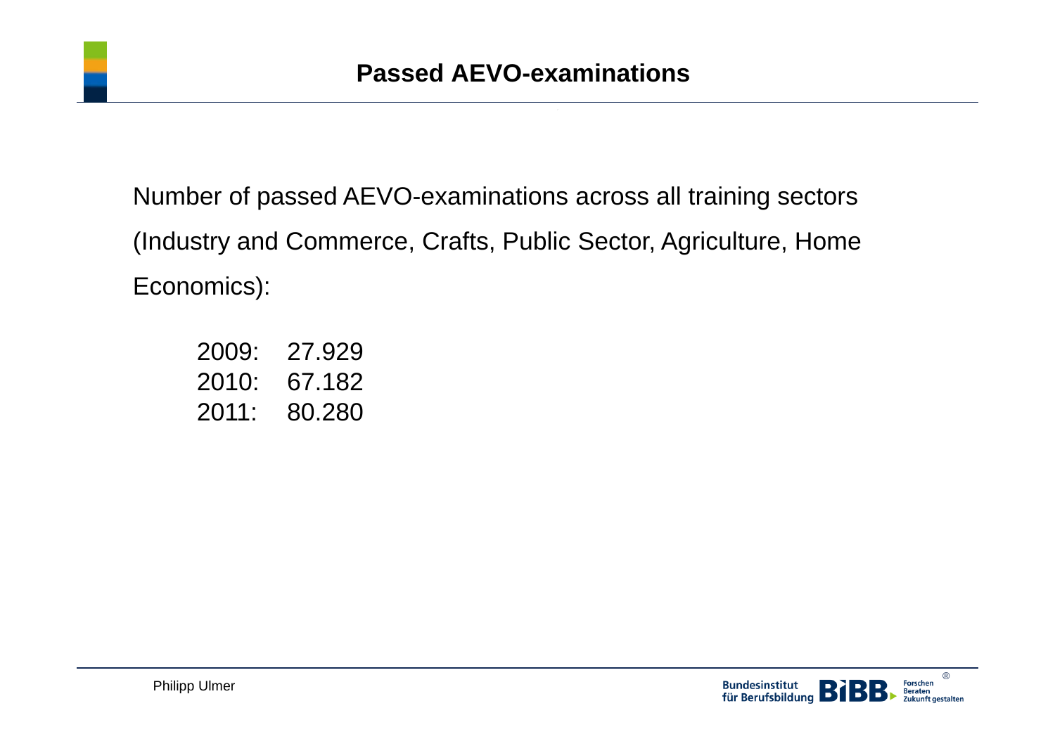# Passed AEVO-examinations

Number of passed AEVO-examinations across all training sectors (Industry and Commerce, Crafts, Public Sector, Agriculture, Home Economics):

| | |
|---|---|
| 2009: | 27.929 |
| 2010: | 67.182 |
| 2011: | 80.280 |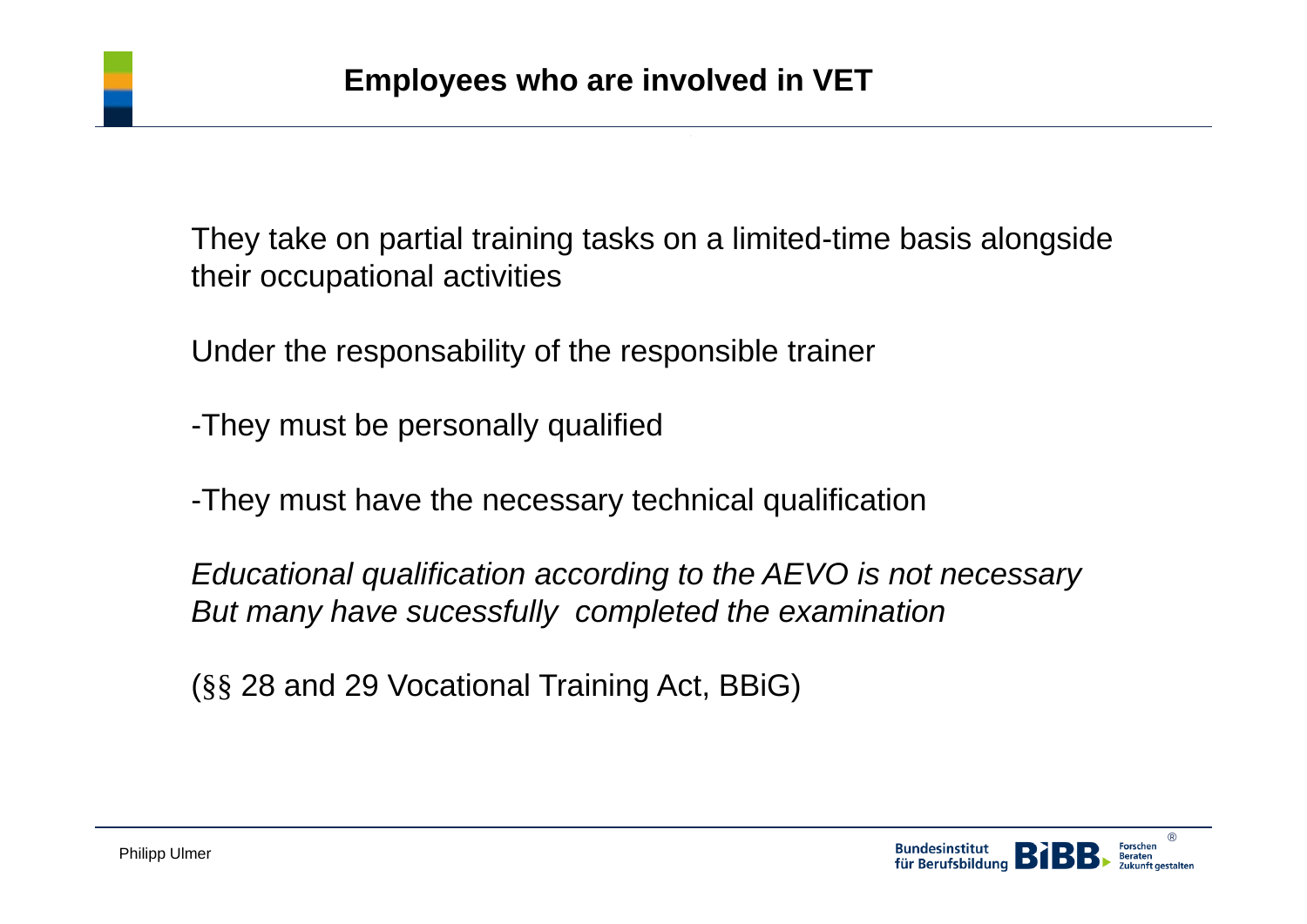# Employees who are involved in VET

They take on partial training tasks on a limited-time basis alongside their occupational activities

Under the responsability of the responsible trainer

-They must be personally qualified

-They must have the necessary technical qualification

*Educational qualification according to the AEVO is not necessary*
*But many have sucessfully completed the examination*

(§§ 28 and 29 Vocational Training Act, BBiG)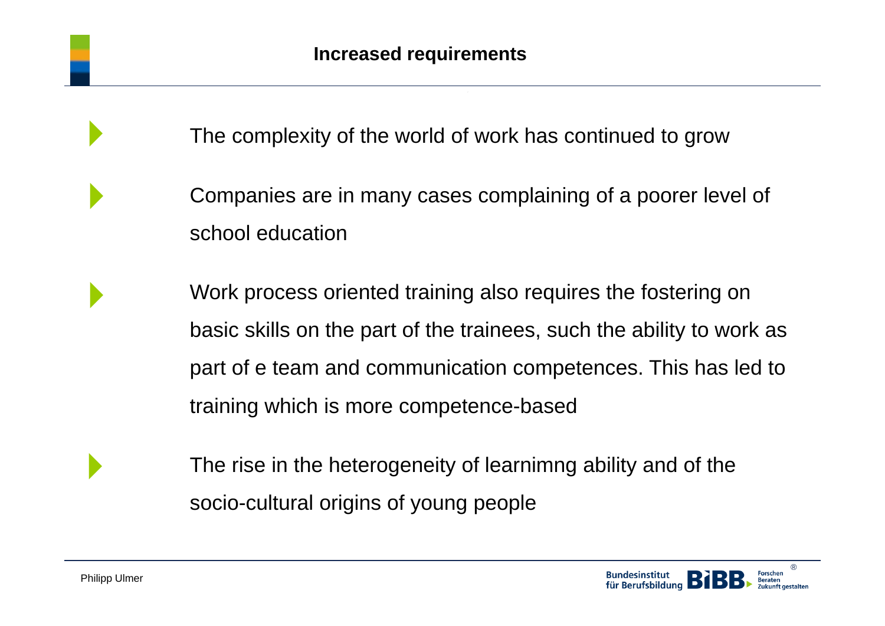## Increased requirements

- The complexity of the world of work has continued to grow
- Companies are in many cases complaining of a poorer level of school education
- Work process oriented training also requires the fostering on basic skills on the part of the trainees, such the ability to work as part of e team and communication competences. This has led to training which is more competence-based
- The rise in the heterogeneity of learnimng ability and of the socio-cultural origins of young people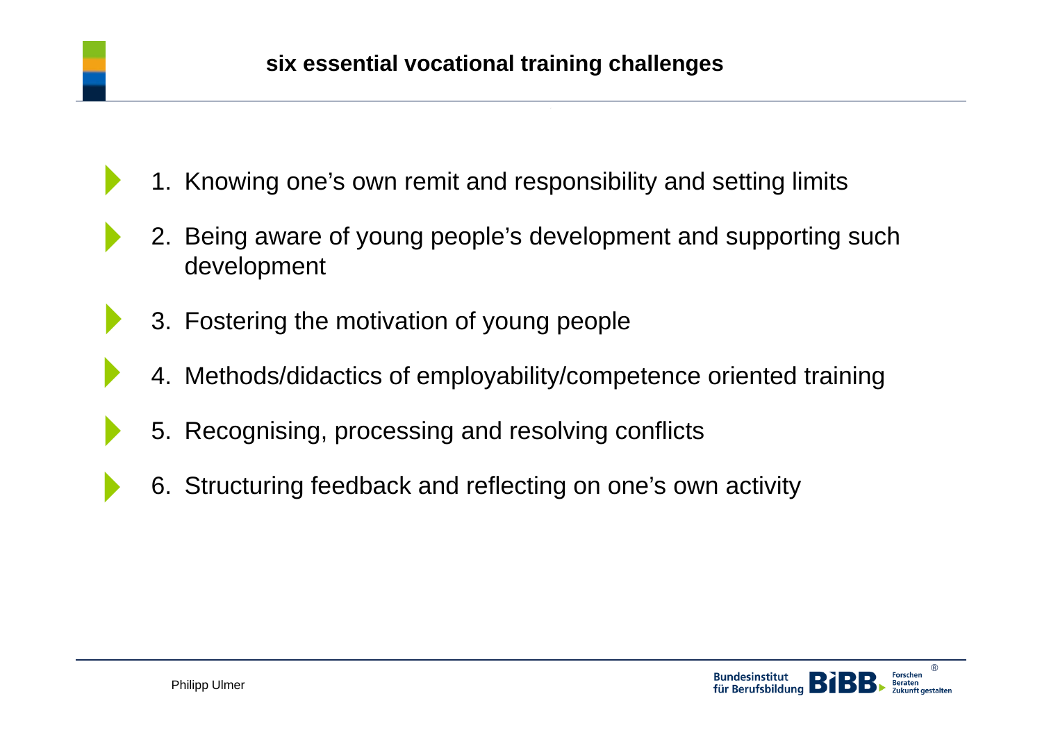## six essential vocational training challenges

1. Knowing one's own remit and responsibility and setting limits
2. Being aware of young people's development and supporting such development
3. Fostering the motivation of young people
4. Methods/didactics of employability/competence oriented training
5. Recognising, processing and resolving conflicts
6. Structuring feedback and reflecting on one's own activity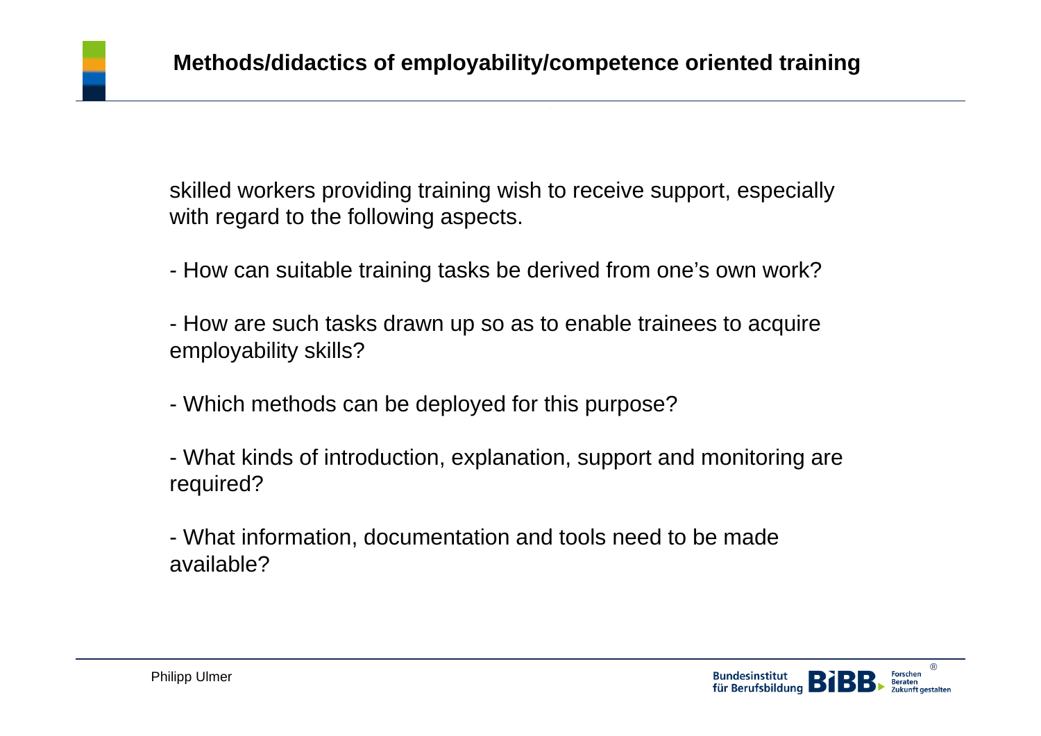## Methods/didactics of employability/competence oriented training

skilled workers providing training wish to receive support, especially with regard to the following aspects.

- How can suitable training tasks be derived from one's own work?

- How are such tasks drawn up so as to enable trainees to acquire employability skills?

- Which methods can be deployed for this purpose?

- What kinds of introduction, explanation, support and monitoring are required?

- What information, documentation and tools need to be made available?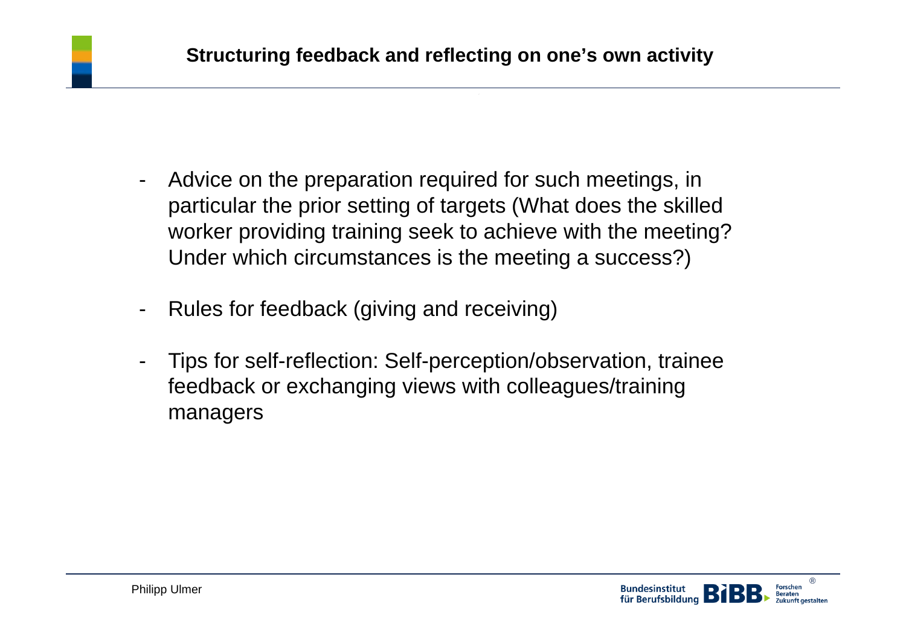## Structuring feedback and reflecting on one's own activity

- Advice on the preparation required for such meetings, in particular the prior setting of targets (What does the skilled worker providing training seek to achieve with the meeting? Under which circumstances is the meeting a success?)
- Rules for feedback (giving and receiving)
- Tips for self-reflection: Self-perception/observation, trainee feedback or exchanging views with colleagues/training managers